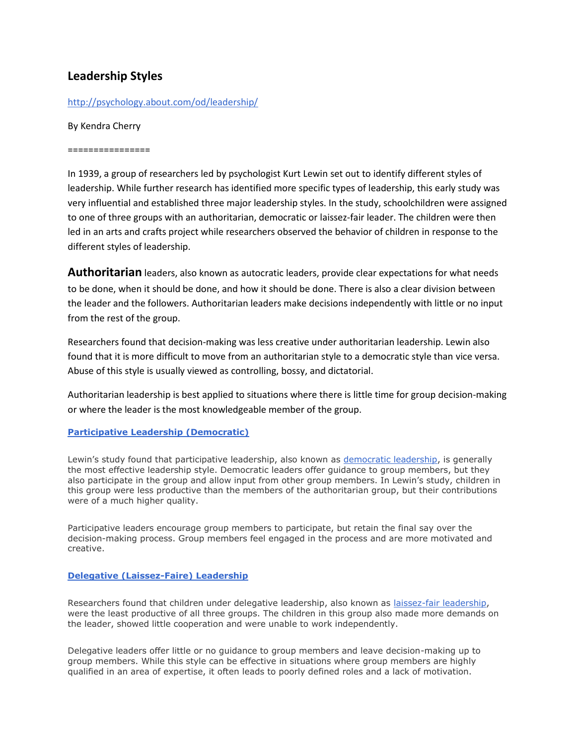## Leadership Styles

http://psychology.about.com/od/leadership/

By Kendra Cherry

================

In 1939, a group of researchers led by psychologist Kurt Lewin set out to identify different styles of leadership. While further research has identified more specific types of leadership, this early study was very influential and established three major leadership styles. In the study, schoolchildren were assigned to one of three groups with an authoritarian, democratic or laissez-fair leader. The children were then led in an arts and crafts project while researchers observed the behavior of children in response to the different styles of leadership.

**Authoritarian** leaders, also known as autocratic leaders, provide clear expectations for what needs to be done, when it should be done, and how it should be done. There is also a clear division between the leader and the followers. Authoritarian leaders make decisions independently with little or no input from the rest of the group.

Researchers found that decision-making was less creative under authoritarian leadership. Lewin also found that it is more difficult to move from an authoritarian style to a democratic style than vice versa. Abuse of this style is usually viewed as controlling, bossy, and dictatorial.

Authoritarian leadership is best applied to situations where there is little time for group decision-making or where the leader is the most knowledgeable member of the group.

### Participative Leadership (Democratic)

Lewin's study found that participative leadership, also known as democratic leadership, is generally the most effective leadership style. Democratic leaders offer guidance to group members, but they also participate in the group and allow input from other group members. In Lewin's study, children in this group were less productive than the members of the authoritarian group, but their contributions were of a much higher quality.

Participative leaders encourage group members to participate, but retain the final say over the decision-making process. Group members feel engaged in the process and are more motivated and creative.

### Delegative (Laissez-Faire) Leadership

Researchers found that children under delegative leadership, also known as laissez-fair leadership, were the least productive of all three groups. The children in this group also made more demands on the leader, showed little cooperation and were unable to work independently.

Delegative leaders offer little or no guidance to group members and leave decision-making up to group members. While this style can be effective in situations where group members are highly qualified in an area of expertise, it often leads to poorly defined roles and a lack of motivation.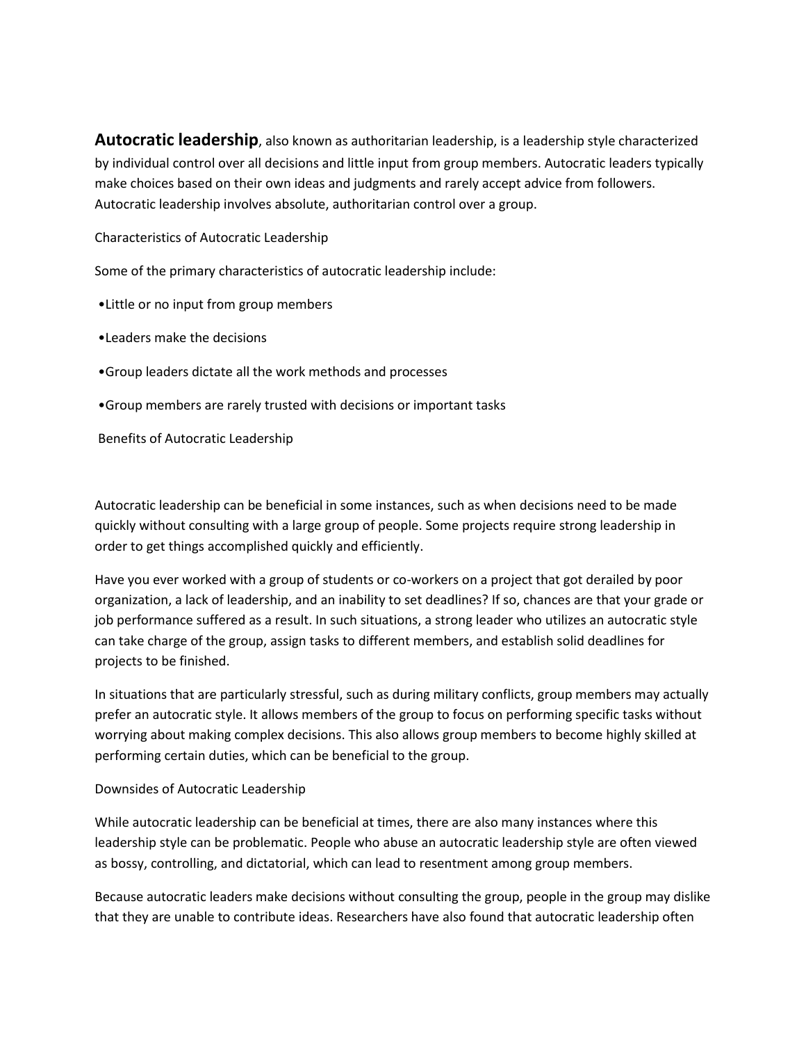**Autocratic leadership**, also known as authoritarian leadership, is a leadership style characterized by individual control over all decisions and little input from group members. Autocratic leaders typically make choices based on their own ideas and judgments and rarely accept advice from followers. Autocratic leadership involves absolute, authoritarian control over a group.

## Characteristics of Autocratic Leadership

Some of the primary characteristics of autocratic leadership include:

- Little or no input from group members
- Leaders make the decisions
- Group leaders dictate all the work methods and processes
- Group members are rarely trusted with decisions or important tasks

## Benefits of Autocratic Leadership

Autocratic leadership can be beneficial in some instances, such as when decisions need to be made quickly without consulting with a large group of people. Some projects require strong leadership in order to get things accomplished quickly and efficiently.

Have you ever worked with a group of students or co-workers on a project that got derailed by poor organization, a lack of leadership, and an inability to set deadlines? If so, chances are that your grade or job performance suffered as a result. In such situations, a strong leader who utilizes an autocratic style can take charge of the group, assign tasks to different members, and establish solid deadlines for projects to be finished.

In situations that are particularly stressful, such as during military conflicts, group members may actually prefer an autocratic style. It allows members of the group to focus on performing specific tasks without worrying about making complex decisions. This also allows group members to become highly skilled at performing certain duties, which can be beneficial to the group.

## Downsides of Autocratic Leadership

While autocratic leadership can be beneficial at times, there are also many instances where this leadership style can be problematic. People who abuse an autocratic leadership style are often viewed as bossy, controlling, and dictatorial, which can lead to resentment among group members.

Because autocratic leaders make decisions without consulting the group, people in the group may dislike that they are unable to contribute ideas. Researchers have also found that autocratic leadership often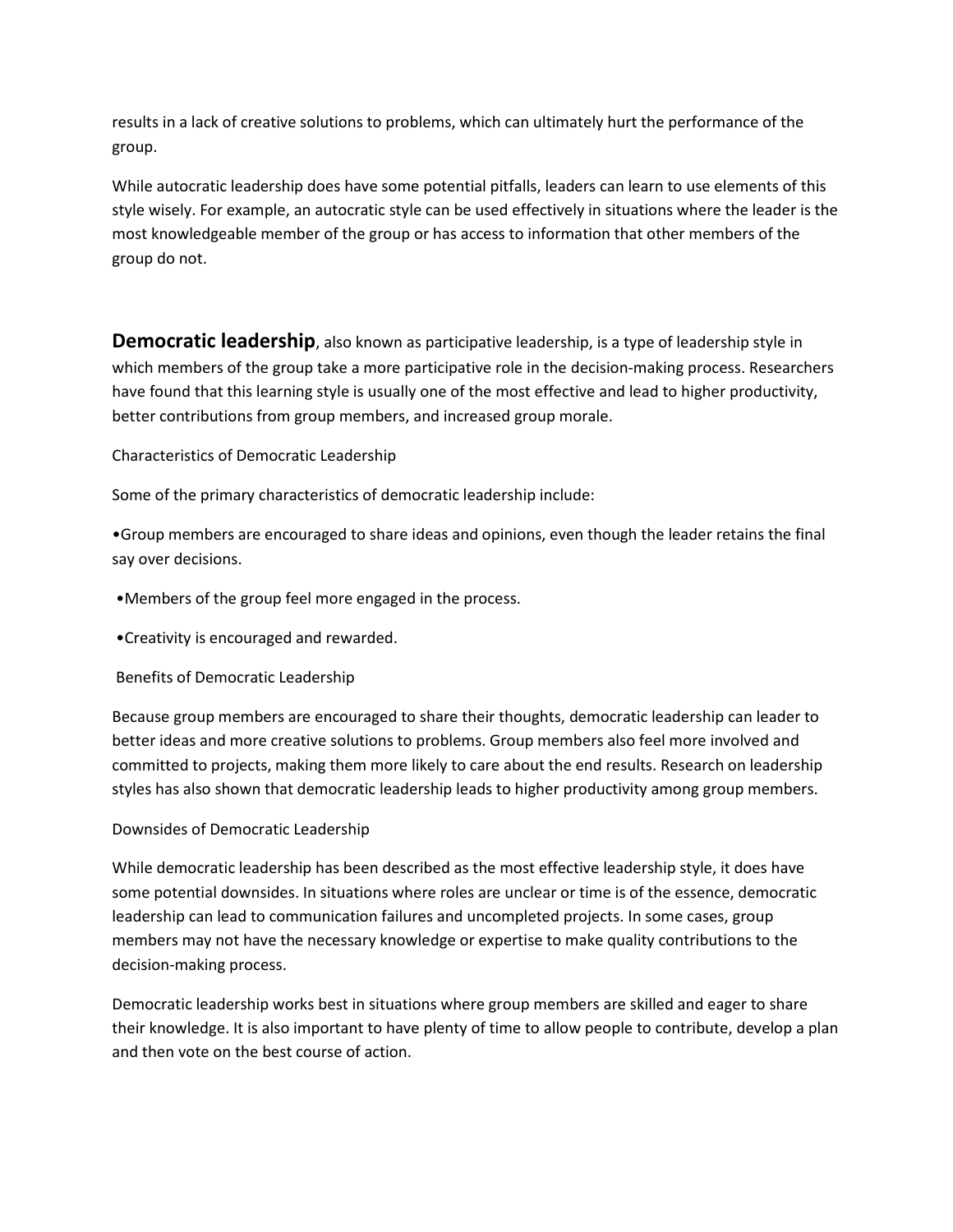results in a lack of creative solutions to problems, which can ultimately hurt the performance of the group.

While autocratic leadership does have some potential pitfalls, leaders can learn to use elements of this style wisely. For example, an autocratic style can be used effectively in situations where the leader is the most knowledgeable member of the group or has access to information that other members of the group do not.

**Democratic leadership**, also known as participative leadership, is a type of leadership style in which members of the group take a more participative role in the decision-making process. Researchers have found that this learning style is usually one of the most effective and lead to higher productivity, better contributions from group members, and increased group morale.

Characteristics of Democratic Leadership

Some of the primary characteristics of democratic leadership include:

- Group members are encouraged to share ideas and opinions, even though the leader retains the final say over decisions.
- Members of the group feel more engaged in the process.
- Creativity is encouraged and rewarded.

Benefits of Democratic Leadership

Because group members are encouraged to share their thoughts, democratic leadership can leader to better ideas and more creative solutions to problems. Group members also feel more involved and committed to projects, making them more likely to care about the end results. Research on leadership styles has also shown that democratic leadership leads to higher productivity among group members.

Downsides of Democratic Leadership

While democratic leadership has been described as the most effective leadership style, it does have some potential downsides. In situations where roles are unclear or time is of the essence, democratic leadership can lead to communication failures and uncompleted projects. In some cases, group members may not have the necessary knowledge or expertise to make quality contributions to the decision-making process.

Democratic leadership works best in situations where group members are skilled and eager to share their knowledge. It is also important to have plenty of time to allow people to contribute, develop a plan and then vote on the best course of action.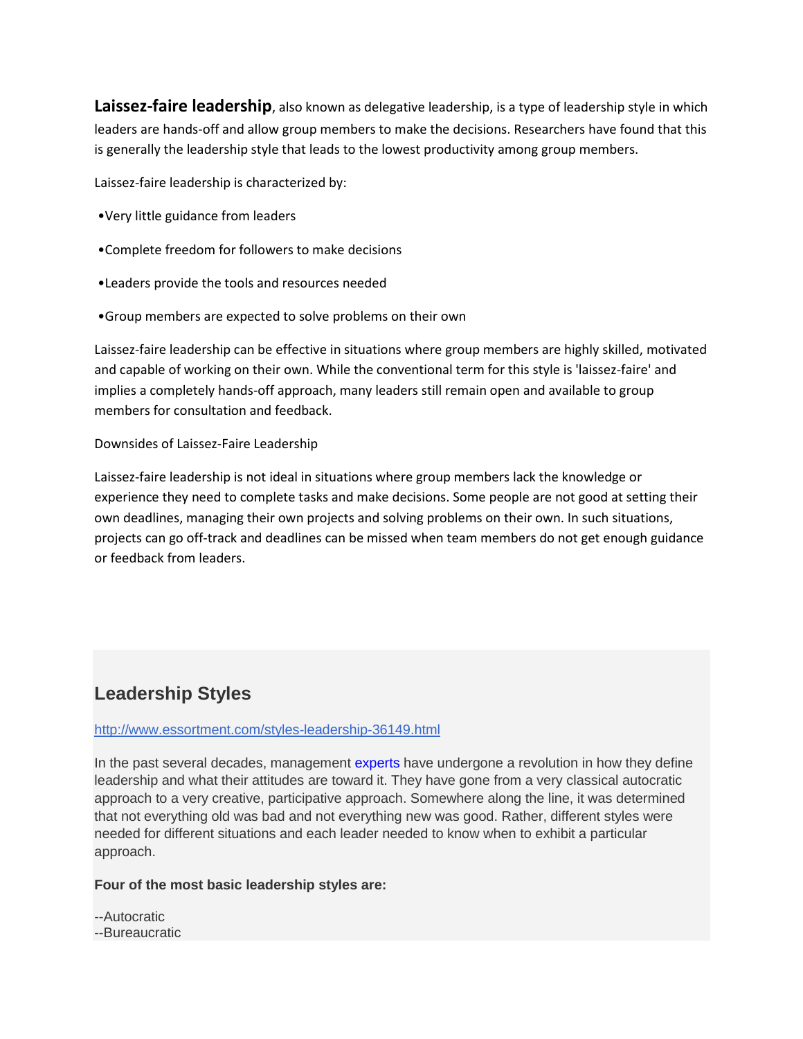**Laissez-faire leadership**, also known as delegative leadership, is a type of leadership style in which leaders are hands-off and allow group members to make the decisions. Researchers have found that this is generally the leadership style that leads to the lowest productivity among group members.

Laissez-faire leadership is characterized by:

- Very little guidance from leaders
- Complete freedom for followers to make decisions
- Leaders provide the tools and resources needed
- Group members are expected to solve problems on their own

Laissez-faire leadership can be effective in situations where group members are highly skilled, motivated and capable of working on their own. While the conventional term for this style is 'laissez-faire' and implies a completely hands-off approach, many leaders still remain open and available to group members for consultation and feedback.

Downsides of Laissez-Faire Leadership

Laissez-faire leadership is not ideal in situations where group members lack the knowledge or experience they need to complete tasks and make decisions. Some people are not good at setting their own deadlines, managing their own projects and solving problems on their own. In such situations, projects can go off-track and deadlines can be missed when team members do not get enough guidance or feedback from leaders.

## Leadership Styles

http://www.essortment.com/styles-leadership-36149.html

In the past several decades, management experts have undergone a revolution in how they define leadership and what their attitudes are toward it. They have gone from a very classical autocratic approach to a very creative, participative approach. Somewhere along the line, it was determined that not everything old was bad and not everything new was good. Rather, different styles were needed for different situations and each leader needed to know when to exhibit a particular approach.

**Four of the most basic leadership styles are:**

--Autocratic
--Bureaucratic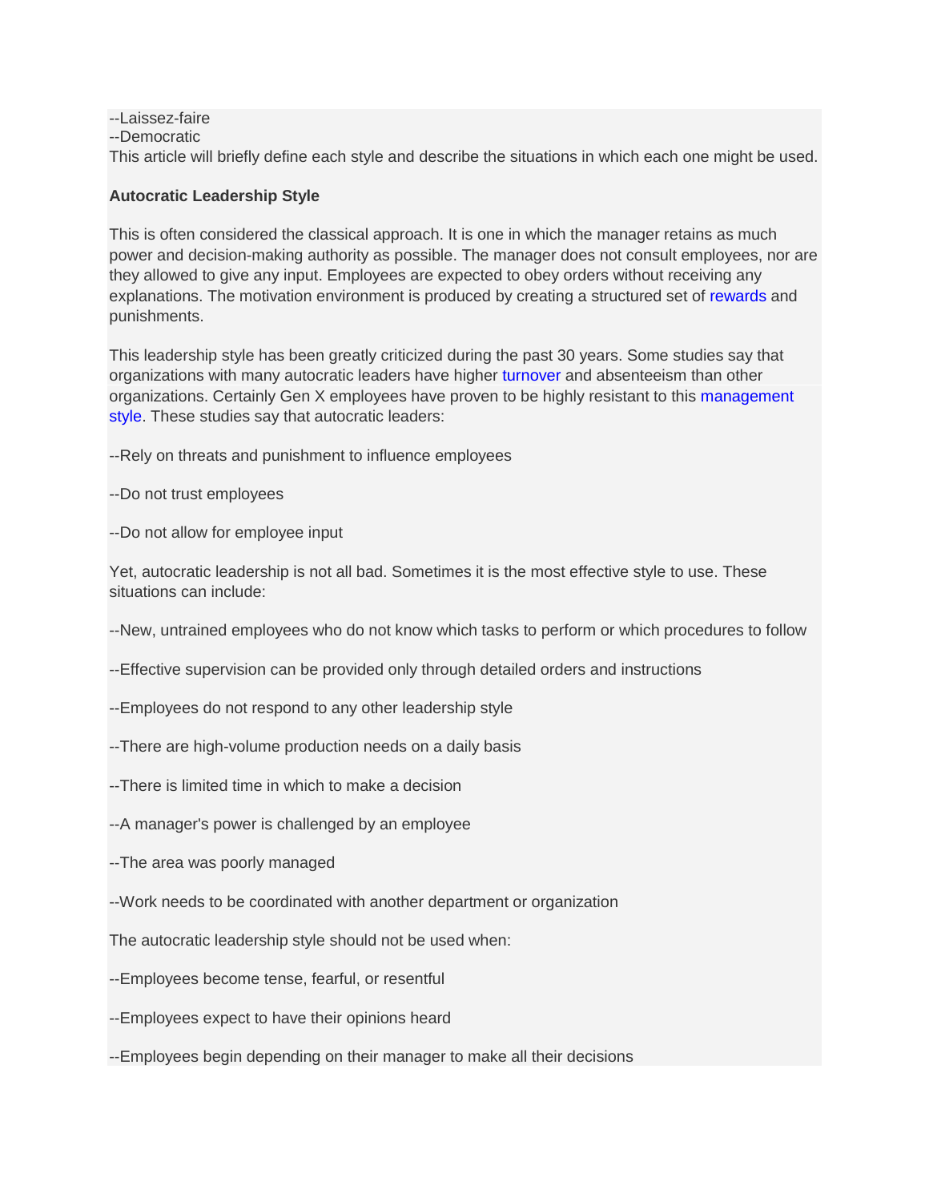--Laissez-faire
--Democratic
This article will briefly define each style and describe the situations in which each one might be used.

**Autocratic Leadership Style**

This is often considered the classical approach. It is one in which the manager retains as much power and decision-making authority as possible. The manager does not consult employees, nor are they allowed to give any input. Employees are expected to obey orders without receiving any explanations. The motivation environment is produced by creating a structured set of rewards and punishments.

This leadership style has been greatly criticized during the past 30 years. Some studies say that organizations with many autocratic leaders have higher turnover and absenteeism than other organizations. Certainly Gen X employees have proven to be highly resistant to this management style. These studies say that autocratic leaders:

--Rely on threats and punishment to influence employees

--Do not trust employees

--Do not allow for employee input

Yet, autocratic leadership is not all bad. Sometimes it is the most effective style to use. These situations can include:

--New, untrained employees who do not know which tasks to perform or which procedures to follow

--Effective supervision can be provided only through detailed orders and instructions

--Employees do not respond to any other leadership style

--There are high-volume production needs on a daily basis

--There is limited time in which to make a decision

--A manager's power is challenged by an employee

--The area was poorly managed

--Work needs to be coordinated with another department or organization

The autocratic leadership style should not be used when:

--Employees become tense, fearful, or resentful

--Employees expect to have their opinions heard

--Employees begin depending on their manager to make all their decisions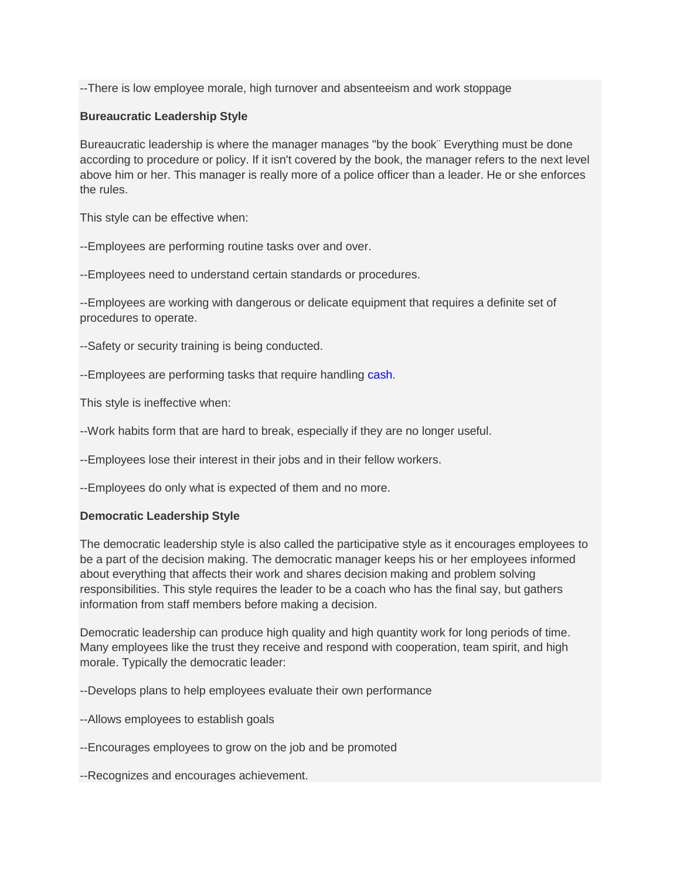--There is low employee morale, high turnover and absenteeism and work stoppage

**Bureaucratic Leadership Style**

Bureaucratic leadership is where the manager manages "by the book¨ Everything must be done according to procedure or policy. If it isn't covered by the book, the manager refers to the next level above him or her. This manager is really more of a police officer than a leader. He or she enforces the rules.

This style can be effective when:

--Employees are performing routine tasks over and over.

--Employees need to understand certain standards or procedures.

--Employees are working with dangerous or delicate equipment that requires a definite set of procedures to operate.

--Safety or security training is being conducted.

--Employees are performing tasks that require handling cash.

This style is ineffective when:

--Work habits form that are hard to break, especially if they are no longer useful.

--Employees lose their interest in their jobs and in their fellow workers.

--Employees do only what is expected of them and no more.

**Democratic Leadership Style**

The democratic leadership style is also called the participative style as it encourages employees to be a part of the decision making. The democratic manager keeps his or her employees informed about everything that affects their work and shares decision making and problem solving responsibilities. This style requires the leader to be a coach who has the final say, but gathers information from staff members before making a decision.

Democratic leadership can produce high quality and high quantity work for long periods of time. Many employees like the trust they receive and respond with cooperation, team spirit, and high morale. Typically the democratic leader:

--Develops plans to help employees evaluate their own performance

--Allows employees to establish goals

--Encourages employees to grow on the job and be promoted

--Recognizes and encourages achievement.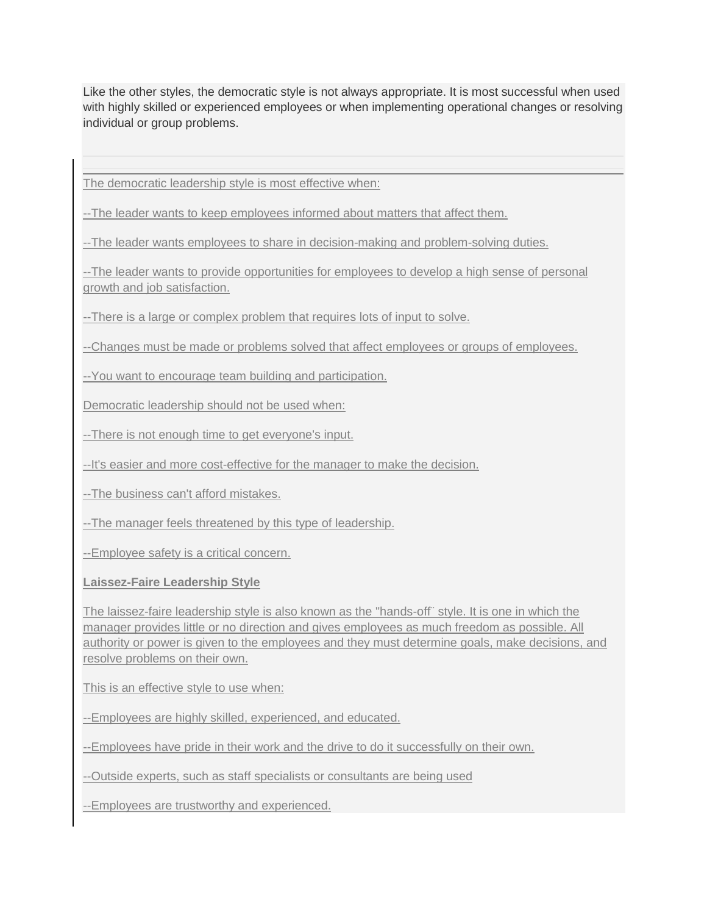Like the other styles, the democratic style is not always appropriate. It is most successful when used with highly skilled or experienced employees or when implementing operational changes or resolving individual or group problems.

The democratic leadership style is most effective when:

--The leader wants to keep employees informed about matters that affect them.

--The leader wants employees to share in decision-making and problem-solving duties.

--The leader wants to provide opportunities for employees to develop a high sense of personal growth and job satisfaction.

--There is a large or complex problem that requires lots of input to solve.

--Changes must be made or problems solved that affect employees or groups of employees.

--You want to encourage team building and participation.

Democratic leadership should not be used when:

--There is not enough time to get everyone's input.

--It's easier and more cost-effective for the manager to make the decision.

--The business can't afford mistakes.

--The manager feels threatened by this type of leadership.

--Employee safety is a critical concern.

**Laissez-Faire Leadership Style**

The laissez-faire leadership style is also known as the "hands-off¨ style. It is one in which the manager provides little or no direction and gives employees as much freedom as possible. All authority or power is given to the employees and they must determine goals, make decisions, and resolve problems on their own.

This is an effective style to use when:

--Employees are highly skilled, experienced, and educated.

--Employees have pride in their work and the drive to do it successfully on their own.

--Outside experts, such as staff specialists or consultants are being used

--Employees are trustworthy and experienced.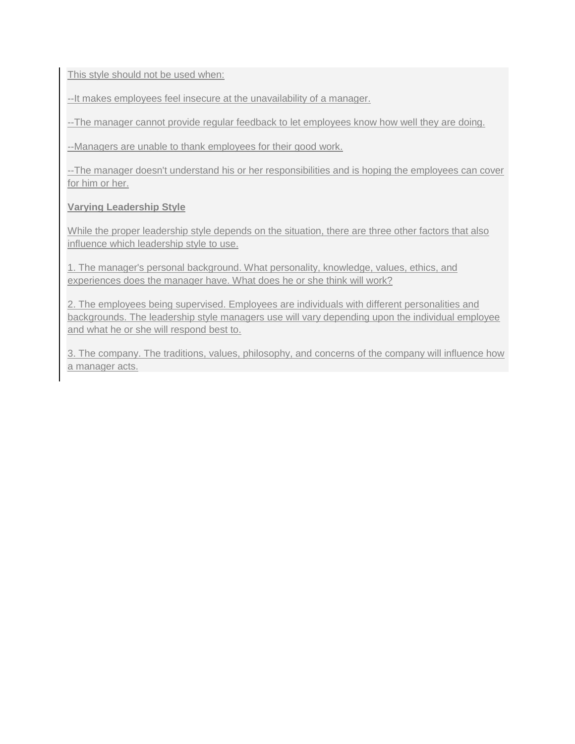This style should not be used when:

--It makes employees feel insecure at the unavailability of a manager.

--The manager cannot provide regular feedback to let employees know how well they are doing.

--Managers are unable to thank employees for their good work.

--The manager doesn't understand his or her responsibilities and is hoping the employees can cover for him or her.

**Varying Leadership Style**

While the proper leadership style depends on the situation, there are three other factors that also influence which leadership style to use.

1. The manager's personal background. What personality, knowledge, values, ethics, and experiences does the manager have. What does he or she think will work?

2. The employees being supervised. Employees are individuals with different personalities and backgrounds. The leadership style managers use will vary depending upon the individual employee and what he or she will respond best to.

3. The company. The traditions, values, philosophy, and concerns of the company will influence how a manager acts.